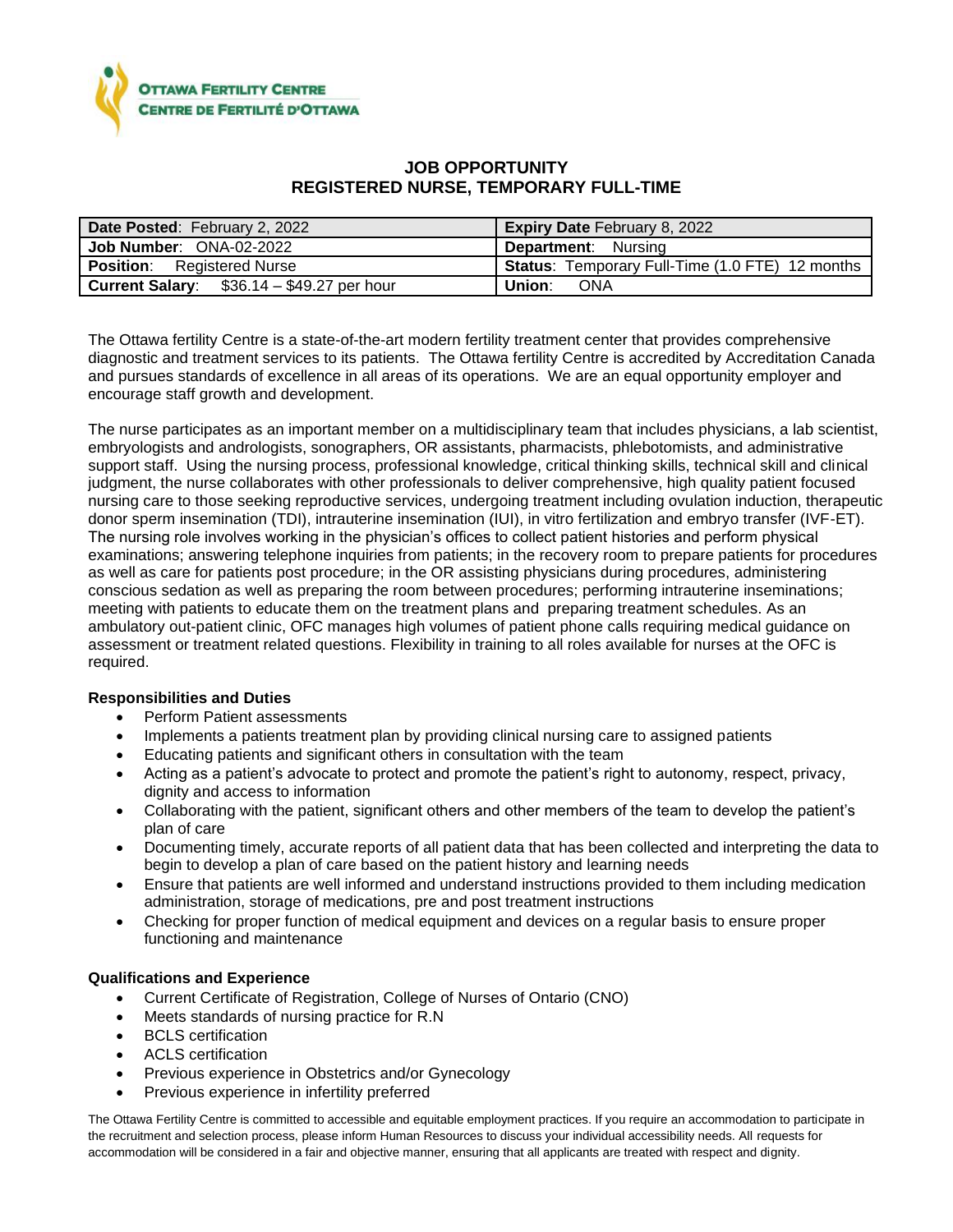OTTAWA FERTILITY CENTRE
CENTRE DE FERTILITÉ D'OTTAWA

# JOB OPPORTUNITY
# REGISTERED NURSE, TEMPORARY FULL-TIME

| **Date Posted**: February 2, 2022 | **Expiry Date** February 8, 2022 |
|---|---|
| **Job Number**: ONA-02-2022 | **Department**: Nursing |
| **Position**: Registered Nurse | **Status**: Temporary Full-Time (1.0 FTE) 12 months |
| **Current Salary**: $36.14 – $49.27 per hour | **Union**: ONA |

The Ottawa fertility Centre is a state-of-the-art modern fertility treatment center that provides comprehensive diagnostic and treatment services to its patients. The Ottawa fertility Centre is accredited by Accreditation Canada and pursues standards of excellence in all areas of its operations. We are an equal opportunity employer and encourage staff growth and development.

The nurse participates as an important member on a multidisciplinary team that includes physicians, a lab scientist, embryologists and andrologists, sonographers, OR assistants, pharmacists, phlebotomists, and administrative support staff. Using the nursing process, professional knowledge, critical thinking skills, technical skill and clinical judgment, the nurse collaborates with other professionals to deliver comprehensive, high quality patient focused nursing care to those seeking reproductive services, undergoing treatment including ovulation induction, therapeutic donor sperm insemination (TDI), intrauterine insemination (IUI), in vitro fertilization and embryo transfer (IVF-ET). The nursing role involves working in the physician's offices to collect patient histories and perform physical examinations; answering telephone inquiries from patients; in the recovery room to prepare patients for procedures as well as care for patients post procedure; in the OR assisting physicians during procedures, administering conscious sedation as well as preparing the room between procedures; performing intrauterine inseminations; meeting with patients to educate them on the treatment plans and preparing treatment schedules. As an ambulatory out-patient clinic, OFC manages high volumes of patient phone calls requiring medical guidance on assessment or treatment related questions. Flexibility in training to all roles available for nurses at the OFC is required.

**Responsibilities and Duties**

- Perform Patient assessments
- Implements a patients treatment plan by providing clinical nursing care to assigned patients
- Educating patients and significant others in consultation with the team
- Acting as a patient's advocate to protect and promote the patient's right to autonomy, respect, privacy, dignity and access to information
- Collaborating with the patient, significant others and other members of the team to develop the patient's plan of care
- Documenting timely, accurate reports of all patient data that has been collected and interpreting the data to begin to develop a plan of care based on the patient history and learning needs
- Ensure that patients are well informed and understand instructions provided to them including medication administration, storage of medications, pre and post treatment instructions
- Checking for proper function of medical equipment and devices on a regular basis to ensure proper functioning and maintenance

**Qualifications and Experience**

- Current Certificate of Registration, College of Nurses of Ontario (CNO)
- Meets standards of nursing practice for R.N
- BCLS certification
- ACLS certification
- Previous experience in Obstetrics and/or Gynecology
- Previous experience in infertility preferred

The Ottawa Fertility Centre is committed to accessible and equitable employment practices. If you require an accommodation to participate in the recruitment and selection process, please inform Human Resources to discuss your individual accessibility needs. All requests for accommodation will be considered in a fair and objective manner, ensuring that all applicants are treated with respect and dignity.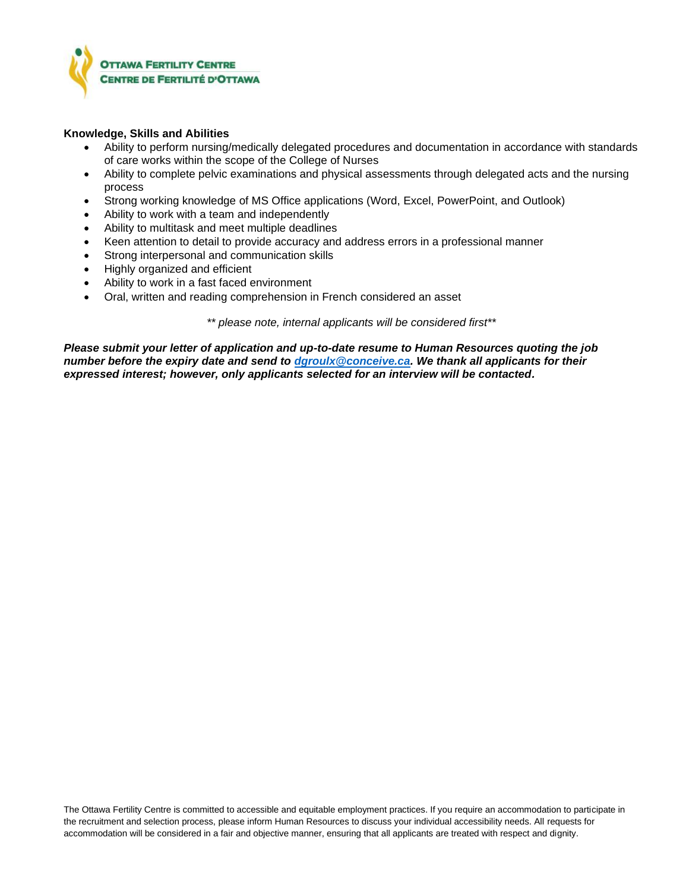**Knowledge, Skills and Abilities**

- Ability to perform nursing/medically delegated procedures and documentation in accordance with standards of care works within the scope of the College of Nurses
- Ability to complete pelvic examinations and physical assessments through delegated acts and the nursing process
- Strong working knowledge of MS Office applications (Word, Excel, PowerPoint, and Outlook)
- Ability to work with a team and independently
- Ability to multitask and meet multiple deadlines
- Keen attention to detail to provide accuracy and address errors in a professional manner
- Strong interpersonal and communication skills
- Highly organized and efficient
- Ability to work in a fast faced environment
- Oral, written and reading comprehension in French considered an asset

*** please note, internal applicants will be considered first***

***Please submit your letter of application and up-to-date resume to Human Resources quoting the job number before the expiry date and send to [dgroulx@conceive.ca](mailto:dgroulx@conceive.ca). We thank all applicants for their expressed interest; however, only applicants selected for an interview will be contacted.***

The Ottawa Fertility Centre is committed to accessible and equitable employment practices. If you require an accommodation to participate in the recruitment and selection process, please inform Human Resources to discuss your individual accessibility needs. All requests for accommodation will be considered in a fair and objective manner, ensuring that all applicants are treated with respect and dignity.